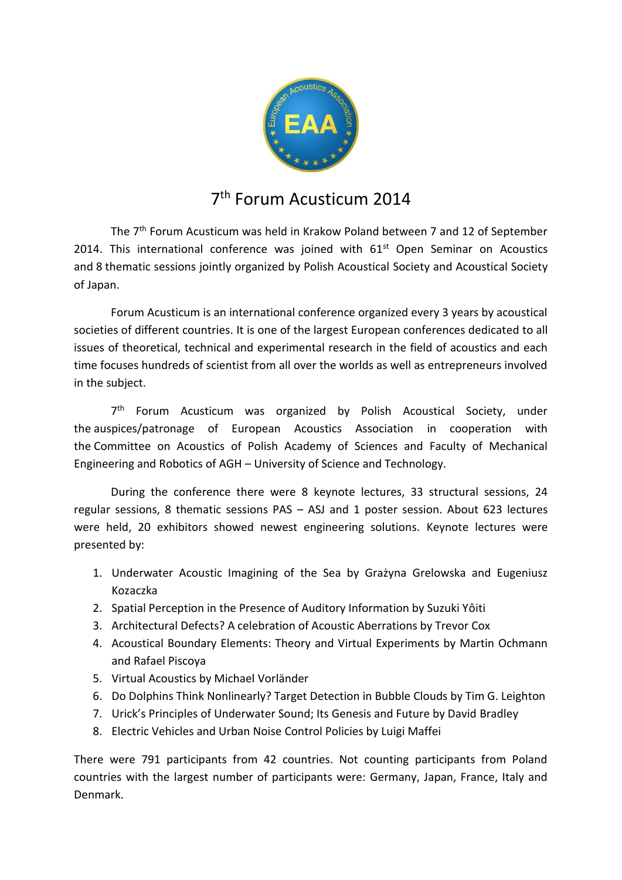# 7th Forum Acusticum 2014

The 7th Forum Acusticum was held in Krakow Poland between 7 and 12 of September 2014. This international conference was joined with 61st Open Seminar on Acoustics and 8 thematic sessions jointly organized by Polish Acoustical Society and Acoustical Society of Japan.

Forum Acusticum is an international conference organized every 3 years by acoustical societies of different countries. It is one of the largest European conferences dedicated to all issues of theoretical, technical and experimental research in the field of acoustics and each time focuses hundreds of scientist from all over the worlds as well as entrepreneurs involved in the subject.

7th Forum Acusticum was organized by Polish Acoustical Society, under the auspices/patronage of European Acoustics Association in cooperation with the Committee on Acoustics of Polish Academy of Sciences and Faculty of Mechanical Engineering and Robotics of AGH – University of Science and Technology.

During the conference there were 8 keynote lectures, 33 structural sessions, 24 regular sessions, 8 thematic sessions PAS – ASJ and 1 poster session. About 623 lectures were held, 20 exhibitors showed newest engineering solutions. Keynote lectures were presented by:

1. Underwater Acoustic Imagining of the Sea by Grażyna Grelowska and Eugeniusz Kozaczka
2. Spatial Perception in the Presence of Auditory Information by Suzuki Yôiti
3. Architectural Defects? A celebration of Acoustic Aberrations by Trevor Cox
4. Acoustical Boundary Elements: Theory and Virtual Experiments by Martin Ochmann and Rafael Piscoya
5. Virtual Acoustics by Michael Vorländer
6. Do Dolphins Think Nonlinearly? Target Detection in Bubble Clouds by Tim G. Leighton
7. Urick's Principles of Underwater Sound; Its Genesis and Future by David Bradley
8. Electric Vehicles and Urban Noise Control Policies by Luigi Maffei

There were 791 participants from 42 countries. Not counting participants from Poland countries with the largest number of participants were: Germany, Japan, France, Italy and Denmark.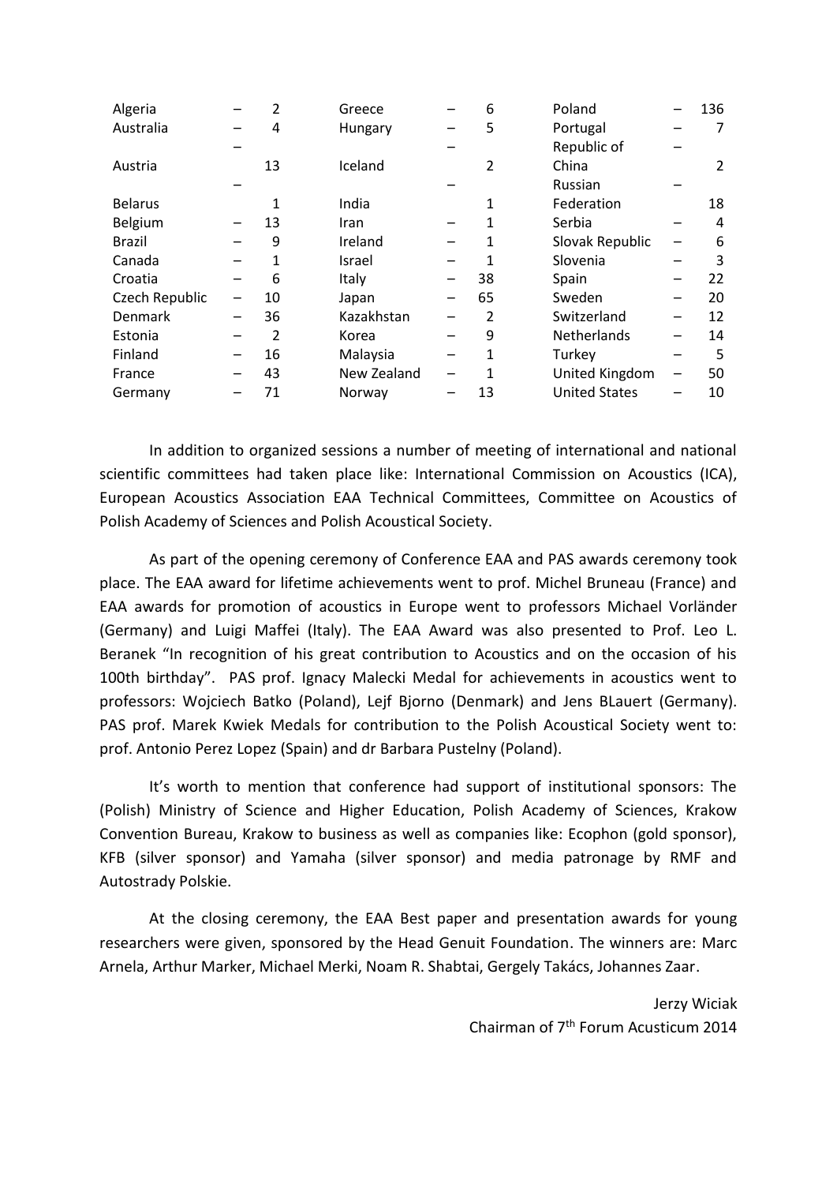| | | | | | | | | |
|---|---|---|---|---|---|---|---|---|
| Algeria | – | 2 | Greece | – | 6 | Poland | – | 136 |
| Australia | – | 4 | Hungary | – | 5 | Portugal | – | 7 |
| Austria | – | 13 | Iceland | – | 2 | Republic of China | – | 2 |
| Belarus | – | 1 | India | – | 1 | Russian Federation | – | 18 |
| Belgium | – | 13 | Iran | – | 1 | Serbia | – | 4 |
| Brazil | – | 9 | Ireland | – | 1 | Slovak Republic | – | 6 |
| Canada | – | 1 | Israel | – | 1 | Slovenia | – | 3 |
| Croatia | – | 6 | Italy | – | 38 | Spain | – | 22 |
| Czech Republic | – | 10 | Japan | – | 65 | Sweden | – | 20 |
| Denmark | – | 36 | Kazakhstan | – | 2 | Switzerland | – | 12 |
| Estonia | – | 2 | Korea | – | 9 | Netherlands | – | 14 |
| Finland | – | 16 | Malaysia | – | 1 | Turkey | – | 5 |
| France | – | 43 | New Zealand | – | 1 | United Kingdom | – | 50 |
| Germany | – | 71 | Norway | – | 13 | United States | – | 10 |

In addition to organized sessions a number of meeting of international and national scientific committees had taken place like: International Commission on Acoustics (ICA), European Acoustics Association EAA Technical Committees, Committee on Acoustics of Polish Academy of Sciences and Polish Acoustical Society.

As part of the opening ceremony of Conference EAA and PAS awards ceremony took place. The EAA award for lifetime achievements went to prof. Michel Bruneau (France) and EAA awards for promotion of acoustics in Europe went to professors Michael Vorländer (Germany) and Luigi Maffei (Italy). The EAA Award was also presented to Prof. Leo L. Beranek "In recognition of his great contribution to Acoustics and on the occasion of his 100th birthday". PAS prof. Ignacy Malecki Medal for achievements in acoustics went to professors: Wojciech Batko (Poland), Lejf Bjorno (Denmark) and Jens BLauert (Germany). PAS prof. Marek Kwiek Medals for contribution to the Polish Acoustical Society went to: prof. Antonio Perez Lopez (Spain) and dr Barbara Pustelny (Poland).

It's worth to mention that conference had support of institutional sponsors: The (Polish) Ministry of Science and Higher Education, Polish Academy of Sciences, Krakow Convention Bureau, Krakow to business as well as companies like: Ecophon (gold sponsor), KFB (silver sponsor) and Yamaha (silver sponsor) and media patronage by RMF and Autostrady Polskie.

At the closing ceremony, the EAA Best paper and presentation awards for young researchers were given, sponsored by the Head Genuit Foundation. The winners are: Marc Arnela, Arthur Marker, Michael Merki, Noam R. Shabtai, Gergely Takács, Johannes Zaar.

Jerzy Wiciak
Chairman of 7th Forum Acusticum 2014